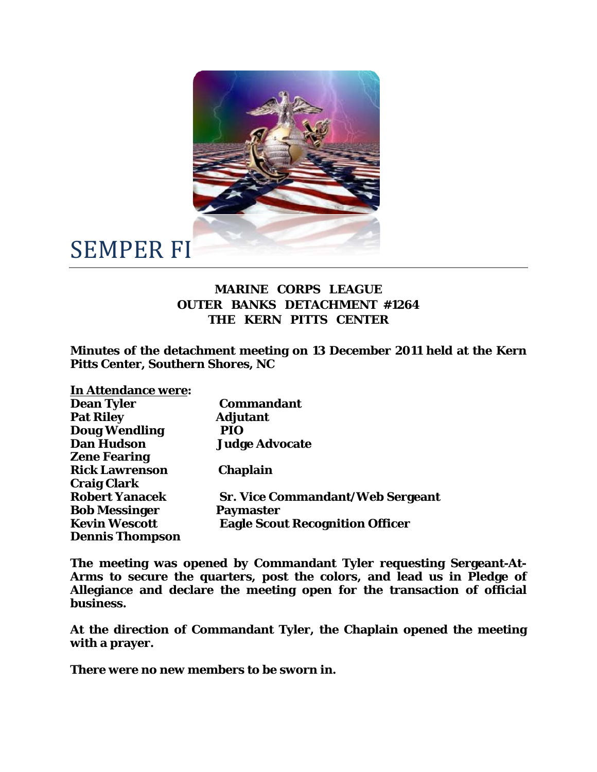# SEMPER FI

**MARINE CORPS LEAGUE**
**OUTER BANKS DETACHMENT #1264**
**THE KERN PITTS CENTER**

**Minutes of the detachment meeting on 13 December 2011 held at the Kern Pitts Center, Southern Shores, NC**

**In Attendance were:**

| | |
|---|---|
| **Dean Tyler** | **Commandant** |
| **Pat Riley** | **Adjutant** |
| **Doug Wendling** | **PIO** |
| **Dan Hudson** | **Judge Advocate** |
| **Zene Fearing** | |
| **Rick Lawrenson** | **Chaplain** |
| **Craig Clark** | |
| **Robert Yanacek** | **Sr. Vice Commandant/Web Sergeant** |
| **Bob Messinger** | **Paymaster** |
| **Kevin Wescott** | **Eagle Scout Recognition Officer** |
| **Dennis Thompson** | |

**The meeting was opened by Commandant Tyler requesting Sergeant-At-Arms to secure the quarters, post the colors, and lead us in Pledge of Allegiance and declare the meeting open for the transaction of official business.**

**At the direction of Commandant Tyler, the Chaplain opened the meeting with a prayer.**

**There were no new members to be sworn in.**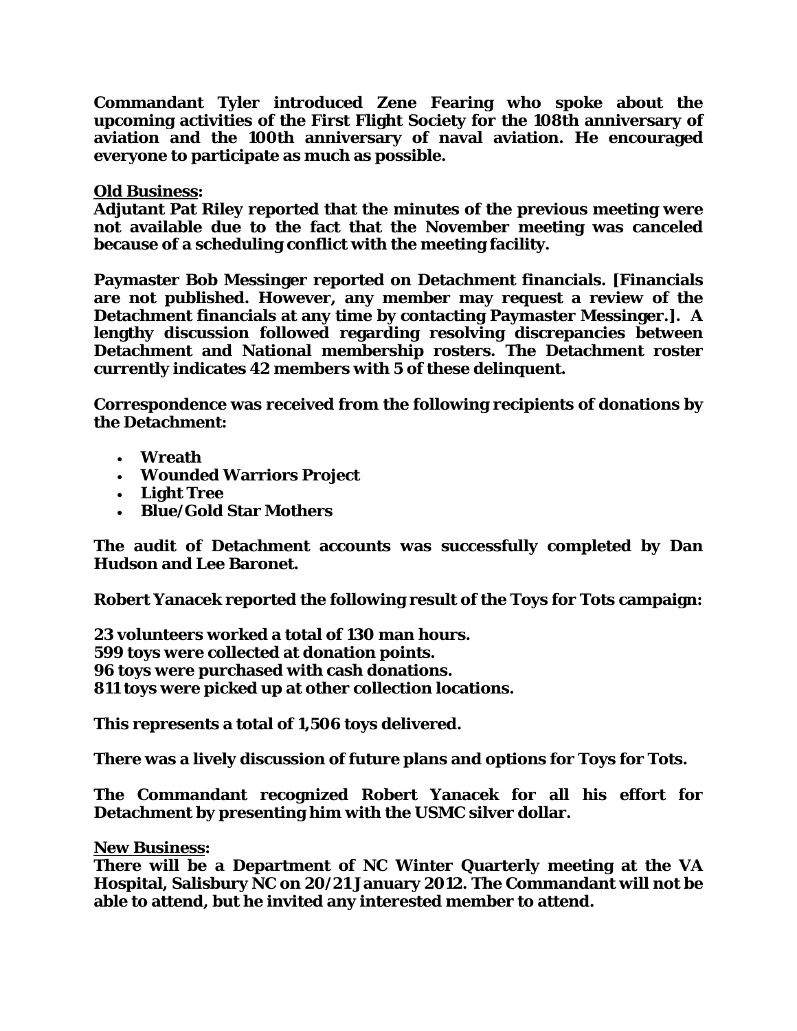**Commandant Tyler introduced Zene Fearing who spoke about the upcoming activities of the First Flight Society for the 108th anniversary of aviation and the 100th anniversary of naval aviation. He encouraged everyone to participate as much as possible.**

**Old Business:**
**Adjutant Pat Riley reported that the minutes of the previous meeting were not available due to the fact that the November meeting was canceled because of a scheduling conflict with the meeting facility.**

**Paymaster Bob Messinger reported on Detachment financials. [Financials are not published. However, any member may request a review of the Detachment financials at any time by contacting Paymaster Messinger.]. A lengthy discussion followed regarding resolving discrepancies between Detachment and National membership rosters. The Detachment roster currently indicates 42 members with 5 of these delinquent.**

**Correspondence was received from the following recipients of donations by the Detachment:**

- **Wreath**
- **Wounded Warriors Project**
- **Light Tree**
- **Blue/Gold Star Mothers**

**The audit of Detachment accounts was successfully completed by Dan Hudson and Lee Baronet.**

**Robert Yanacek reported the following result of the Toys for Tots campaign:**

**23 volunteers worked a total of 130 man hours.**
**599 toys were collected at donation points.**
**96 toys were purchased with cash donations.**
**811 toys were picked up at other collection locations.**

**This represents a total of 1,506 toys delivered.**

**There was a lively discussion of future plans and options for Toys for Tots.**

**The Commandant recognized Robert Yanacek for all his effort for Detachment by presenting him with the USMC silver dollar.**

**New Business:**
**There will be a Department of NC Winter Quarterly meeting at the VA Hospital, Salisbury NC on 20/21 January 2012. The Commandant will not be able to attend, but he invited any interested member to attend.**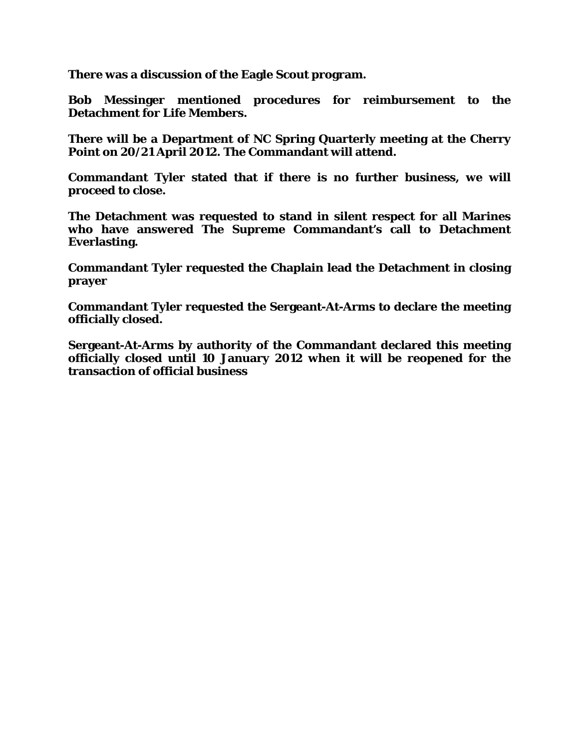**There was a discussion of the Eagle Scout program.**

**Bob Messinger mentioned procedures for reimbursement to the Detachment for Life Members.**

**There will be a Department of NC Spring Quarterly meeting at the Cherry Point on 20/21 April 2012. The Commandant will attend.**

**Commandant Tyler stated that if there is no further business, we will proceed to close.**

**The Detachment was requested to stand in silent respect for all Marines who have answered The Supreme Commandant's call to Detachment Everlasting.**

**Commandant Tyler requested the Chaplain lead the Detachment in closing prayer**

**Commandant Tyler requested the Sergeant-At-Arms to declare the meeting officially closed.**

**Sergeant-At-Arms by authority of the Commandant declared this meeting officially closed until 10 January 2012 when it will be reopened for the transaction of official business**